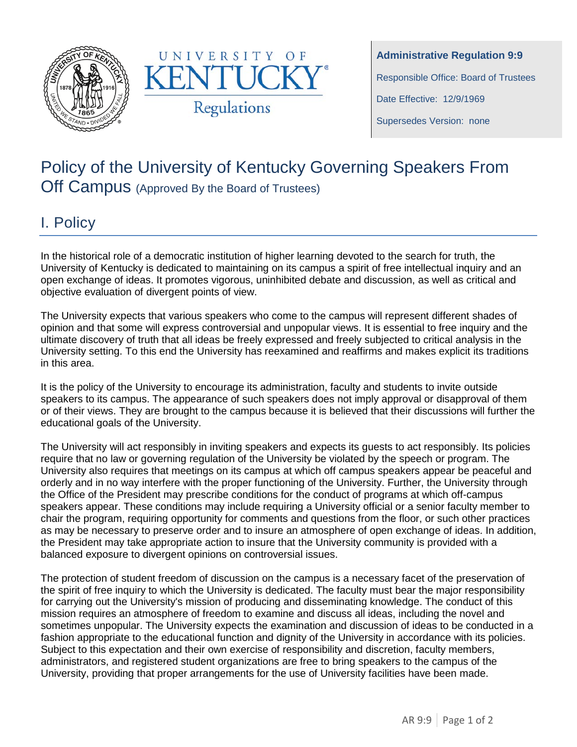**Administrative Regulation 9:9**

Responsible Office: Board of Trustees

Date Effective: 12/9/1969

Supersedes Version: none

# Policy of the University of Kentucky Governing Speakers From Off Campus (Approved By the Board of Trustees)

## I. Policy

In the historical role of a democratic institution of higher learning devoted to the search for truth, the University of Kentucky is dedicated to maintaining on its campus a spirit of free intellectual inquiry and an open exchange of ideas. It promotes vigorous, uninhibited debate and discussion, as well as critical and objective evaluation of divergent points of view.

The University expects that various speakers who come to the campus will represent different shades of opinion and that some will express controversial and unpopular views. It is essential to free inquiry and the ultimate discovery of truth that all ideas be freely expressed and freely subjected to critical analysis in the University setting. To this end the University has reexamined and reaffirms and makes explicit its traditions in this area.

It is the policy of the University to encourage its administration, faculty and students to invite outside speakers to its campus. The appearance of such speakers does not imply approval or disapproval of them or of their views. They are brought to the campus because it is believed that their discussions will further the educational goals of the University.

The University will act responsibly in inviting speakers and expects its guests to act responsibly. Its policies require that no law or governing regulation of the University be violated by the speech or program. The University also requires that meetings on its campus at which off campus speakers appear be peaceful and orderly and in no way interfere with the proper functioning of the University. Further, the University through the Office of the President may prescribe conditions for the conduct of programs at which off-campus speakers appear. These conditions may include requiring a University official or a senior faculty member to chair the program, requiring opportunity for comments and questions from the floor, or such other practices as may be necessary to preserve order and to insure an atmosphere of open exchange of ideas. In addition, the President may take appropriate action to insure that the University community is provided with a balanced exposure to divergent opinions on controversial issues.

The protection of student freedom of discussion on the campus is a necessary facet of the preservation of the spirit of free inquiry to which the University is dedicated. The faculty must bear the major responsibility for carrying out the University's mission of producing and disseminating knowledge. The conduct of this mission requires an atmosphere of freedom to examine and discuss all ideas, including the novel and sometimes unpopular. The University expects the examination and discussion of ideas to be conducted in a fashion appropriate to the educational function and dignity of the University in accordance with its policies. Subject to this expectation and their own exercise of responsibility and discretion, faculty members, administrators, and registered student organizations are free to bring speakers to the campus of the University, providing that proper arrangements for the use of University facilities have been made.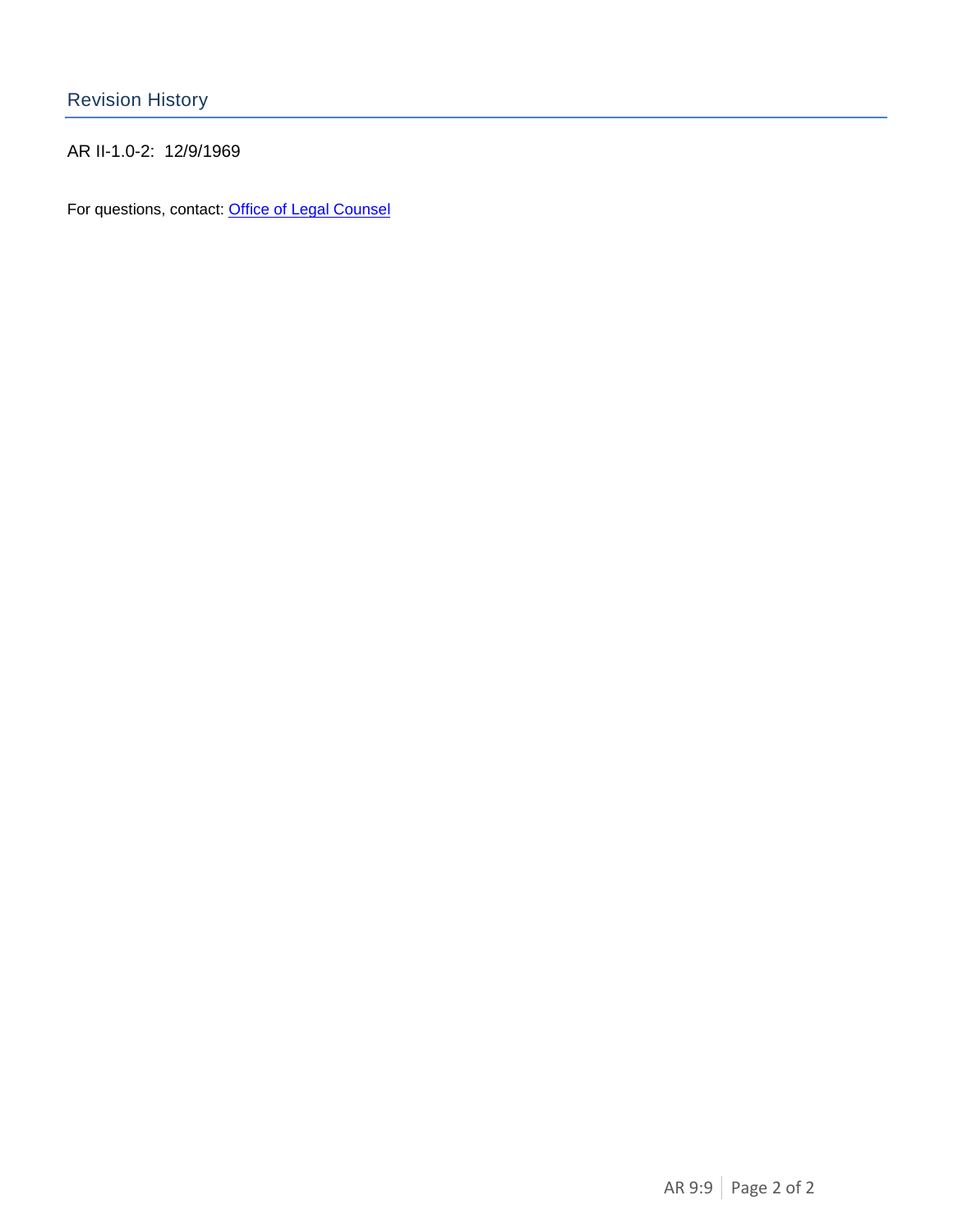## Revision History

AR II-1.0-2: 12/9/1969

For questions, contact: [Office of Legal Counsel]